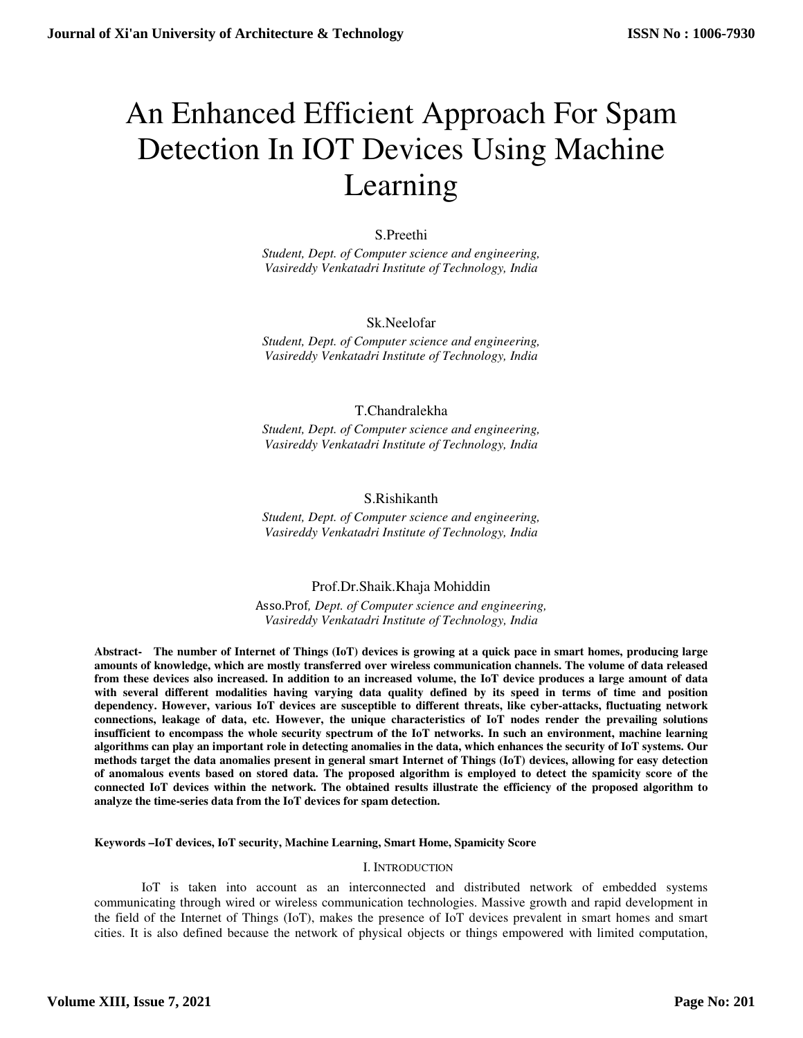# An Enhanced Efficient Approach For Spam Detection In IOT Devices Using Machine Learning

S.Preethi

*Student, Dept. of Computer science and engineering, Vasireddy Venkatadri Institute of Technology, India*

Sk.Neelofar

*Student, Dept. of Computer science and engineering, Vasireddy Venkatadri Institute of Technology, India*

T.Chandralekha

*Student, Dept. of Computer science and engineering, Vasireddy Venkatadri Institute of Technology, India*

S.Rishikanth

*Student, Dept. of Computer science and engineering, Vasireddy Venkatadri Institute of Technology, India*

Prof.Dr.Shaik.Khaja Mohiddin

Asso.Prof, *Dept. of Computer science and engineering, Vasireddy Venkatadri Institute of Technology, India*

**Abstract- The number of Internet of Things (IoT) devices is growing at a quick pace in smart homes, producing large amounts of knowledge, which are mostly transferred over wireless communication channels. The volume of data released from these devices also increased. In addition to an increased volume, the IoT device produces a large amount of data with several different modalities having varying data quality defined by its speed in terms of time and position dependency. However, various IoT devices are susceptible to different threats, like cyber-attacks, fluctuating network connections, leakage of data, etc. However, the unique characteristics of IoT nodes render the prevailing solutions insufficient to encompass the whole security spectrum of the IoT networks. In such an environment, machine learning algorithms can play an important role in detecting anomalies in the data, which enhances the security of IoT systems. Our methods target the data anomalies present in general smart Internet of Things (IoT) devices, allowing for easy detection of anomalous events based on stored data. The proposed algorithm is employed to detect the spamicity score of the connected IoT devices within the network. The obtained results illustrate the efficiency of the proposed algorithm to analyze the time-series data from the IoT devices for spam detection.**

**Keywords –IoT devices, IoT security, Machine Learning, Smart Home, Spamicity Score**

## I. Introduction

IoT is taken into account as an interconnected and distributed network of embedded systems communicating through wired or wireless communication technologies. Massive growth and rapid development in the field of the Internet of Things (IoT), makes the presence of IoT devices prevalent in smart homes and smart cities. It is also defined because the network of physical objects or things empowered with limited computation,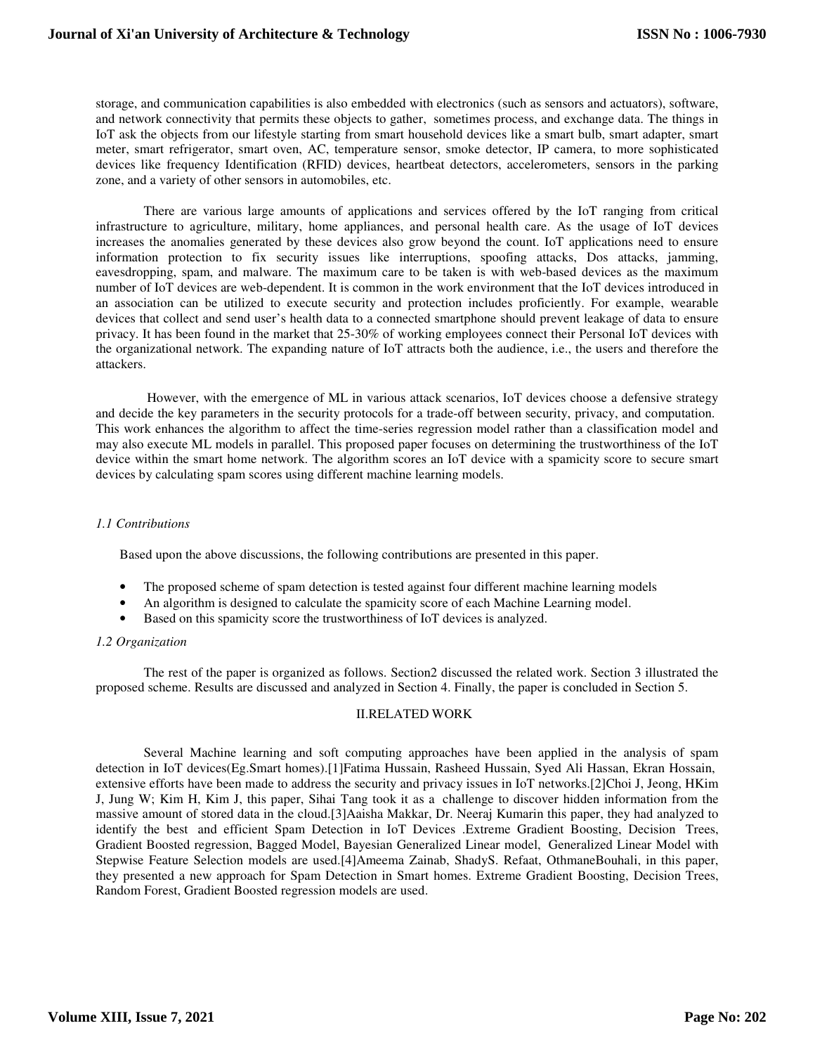storage, and communication capabilities is also embedded with electronics (such as sensors and actuators), software, and network connectivity that permits these objects to gather, sometimes process, and exchange data. The things in IoT ask the objects from our lifestyle starting from smart household devices like a smart bulb, smart adapter, smart meter, smart refrigerator, smart oven, AC, temperature sensor, smoke detector, IP camera, to more sophisticated devices like frequency Identification (RFID) devices, heartbeat detectors, accelerometers, sensors in the parking zone, and a variety of other sensors in automobiles, etc.

There are various large amounts of applications and services offered by the IoT ranging from critical infrastructure to agriculture, military, home appliances, and personal health care. As the usage of IoT devices increases the anomalies generated by these devices also grow beyond the count. IoT applications need to ensure information protection to fix security issues like interruptions, spoofing attacks, Dos attacks, jamming, eavesdropping, spam, and malware. The maximum care to be taken is with web-based devices as the maximum number of IoT devices are web-dependent. It is common in the work environment that the IoT devices introduced in an association can be utilized to execute security and protection includes proficiently. For example, wearable devices that collect and send user's health data to a connected smartphone should prevent leakage of data to ensure privacy. It has been found in the market that 25-30% of working employees connect their Personal IoT devices with the organizational network. The expanding nature of IoT attracts both the audience, i.e., the users and therefore the attackers.

However, with the emergence of ML in various attack scenarios, IoT devices choose a defensive strategy and decide the key parameters in the security protocols for a trade-off between security, privacy, and computation. This work enhances the algorithm to affect the time-series regression model rather than a classification model and may also execute ML models in parallel. This proposed paper focuses on determining the trustworthiness of the IoT device within the smart home network. The algorithm scores an IoT device with a spamicity score to secure smart devices by calculating spam scores using different machine learning models.

### *1.1 Contributions*

Based upon the above discussions, the following contributions are presented in this paper.

- The proposed scheme of spam detection is tested against four different machine learning models
- An algorithm is designed to calculate the spamicity score of each Machine Learning model.
- Based on this spamicity score the trustworthiness of IoT devices is analyzed.

### *1.2 Organization*

The rest of the paper is organized as follows. Section2 discussed the related work. Section 3 illustrated the proposed scheme. Results are discussed and analyzed in Section 4. Finally, the paper is concluded in Section 5.

## II.RELATED WORK

Several Machine learning and soft computing approaches have been applied in the analysis of spam detection in IoT devices(Eg.Smart homes).[1]Fatima Hussain, Rasheed Hussain, Syed Ali Hassan, Ekran Hossain, extensive efforts have been made to address the security and privacy issues in IoT networks.[2]Choi J, Jeong, HKim J, Jung W; Kim H, Kim J, this paper, Sihai Tang took it as a challenge to discover hidden information from the massive amount of stored data in the cloud.[3]Aaisha Makkar, Dr. Neeraj Kumarin this paper, they had analyzed to identify the best and efficient Spam Detection in IoT Devices .Extreme Gradient Boosting, Decision Trees, Gradient Boosted regression, Bagged Model, Bayesian Generalized Linear model, Generalized Linear Model with Stepwise Feature Selection models are used.[4]Ameema Zainab, ShadyS. Refaat, OthmaneBouhali, in this paper, they presented a new approach for Spam Detection in Smart homes. Extreme Gradient Boosting, Decision Trees, Random Forest, Gradient Boosted regression models are used.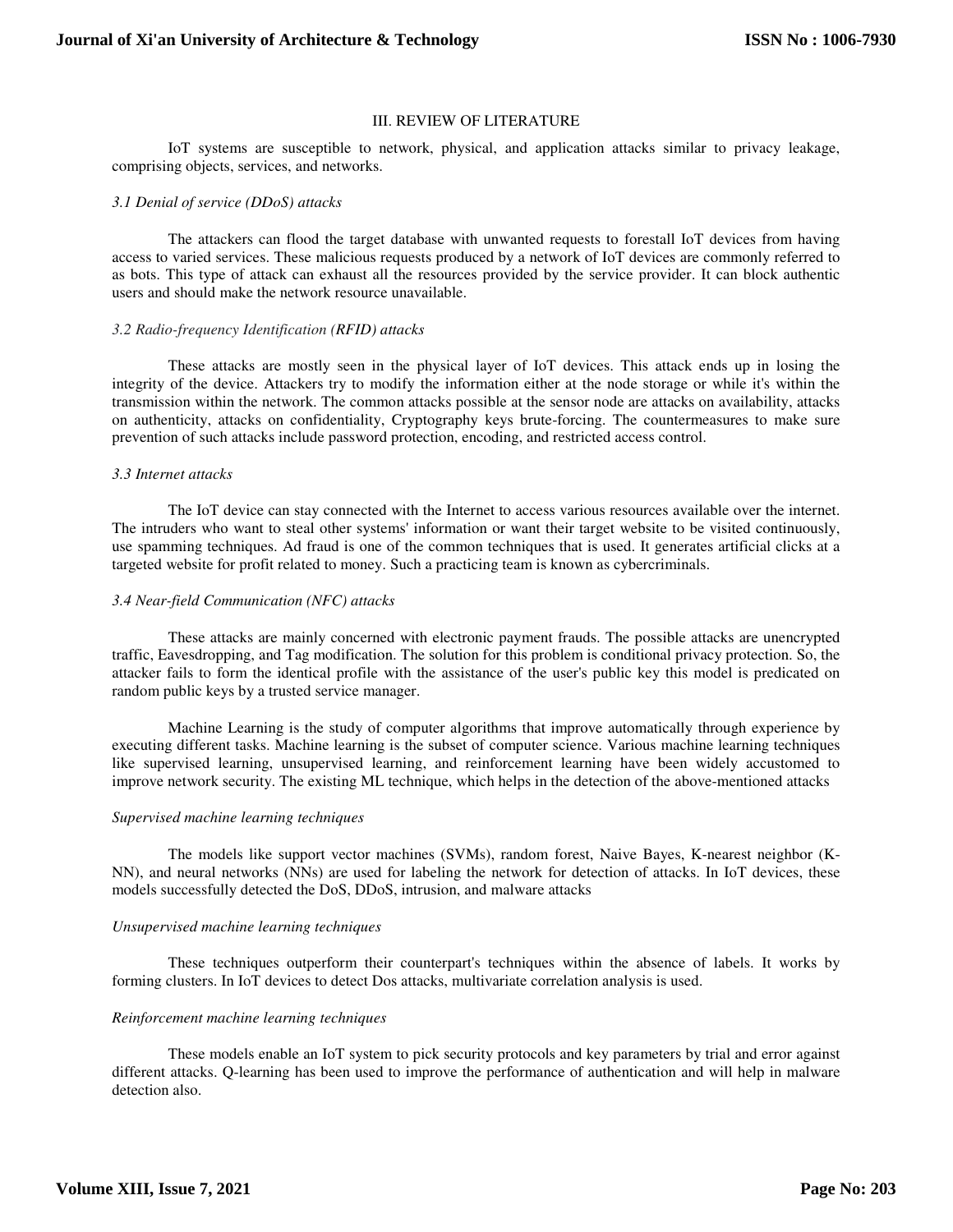## III. REVIEW OF LITERATURE

IoT systems are susceptible to network, physical, and application attacks similar to privacy leakage, comprising objects, services, and networks.

### *3.1 Denial of service (DDoS) attacks*

The attackers can flood the target database with unwanted requests to forestall IoT devices from having access to varied services. These malicious requests produced by a network of IoT devices are commonly referred to as bots. This type of attack can exhaust all the resources provided by the service provider. It can block authentic users and should make the network resource unavailable.

### *3.2 Radio-frequency Identification (RFID) attacks*

These attacks are mostly seen in the physical layer of IoT devices. This attack ends up in losing the integrity of the device. Attackers try to modify the information either at the node storage or while it's within the transmission within the network. The common attacks possible at the sensor node are attacks on availability, attacks on authenticity, attacks on confidentiality, Cryptography keys brute-forcing. The countermeasures to make sure prevention of such attacks include password protection, encoding, and restricted access control.

### *3.3 Internet attacks*

The IoT device can stay connected with the Internet to access various resources available over the internet. The intruders who want to steal other systems' information or want their target website to be visited continuously, use spamming techniques. Ad fraud is one of the common techniques that is used. It generates artificial clicks at a targeted website for profit related to money. Such a practicing team is known as cybercriminals.

### *3.4 Near-field Communication (NFC) attacks*

These attacks are mainly concerned with electronic payment frauds. The possible attacks are unencrypted traffic, Eavesdropping, and Tag modification. The solution for this problem is conditional privacy protection. So, the attacker fails to form the identical profile with the assistance of the user's public key this model is predicated on random public keys by a trusted service manager.

Machine Learning is the study of computer algorithms that improve automatically through experience by executing different tasks. Machine learning is the subset of computer science. Various machine learning techniques like supervised learning, unsupervised learning, and reinforcement learning have been widely accustomed to improve network security. The existing ML technique, which helps in the detection of the above-mentioned attacks

### *Supervised machine learning techniques*

The models like support vector machines (SVMs), random forest, Naive Bayes, K-nearest neighbor (K-NN), and neural networks (NNs) are used for labeling the network for detection of attacks. In IoT devices, these models successfully detected the DoS, DDoS, intrusion, and malware attacks

### *Unsupervised machine learning techniques*

These techniques outperform their counterpart's techniques within the absence of labels. It works by forming clusters. In IoT devices to detect Dos attacks, multivariate correlation analysis is used.

### *Reinforcement machine learning techniques*

These models enable an IoT system to pick security protocols and key parameters by trial and error against different attacks. Q-learning has been used to improve the performance of authentication and will help in malware detection also.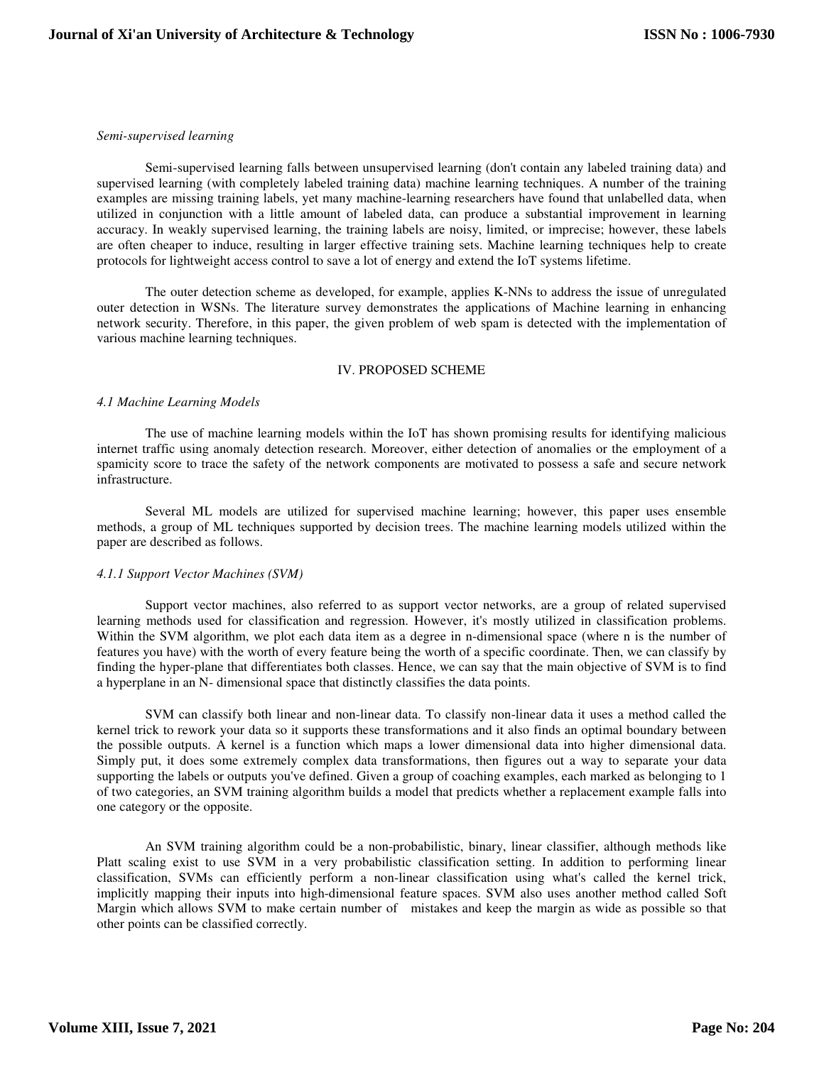*Semi-supervised learning*

Semi-supervised learning falls between unsupervised learning (don't contain any labeled training data) and supervised learning (with completely labeled training data) machine learning techniques. A number of the training examples are missing training labels, yet many machine-learning researchers have found that unlabelled data, when utilized in conjunction with a little amount of labeled data, can produce a substantial improvement in learning accuracy. In weakly supervised learning, the training labels are noisy, limited, or imprecise; however, these labels are often cheaper to induce, resulting in larger effective training sets. Machine learning techniques help to create protocols for lightweight access control to save a lot of energy and extend the IoT systems lifetime.

The outer detection scheme as developed, for example, applies K-NNs to address the issue of unregulated outer detection in WSNs. The literature survey demonstrates the applications of Machine learning in enhancing network security. Therefore, in this paper, the given problem of web spam is detected with the implementation of various machine learning techniques.

## IV. PROPOSED SCHEME

### *4.1 Machine Learning Models*

The use of machine learning models within the IoT has shown promising results for identifying malicious internet traffic using anomaly detection research. Moreover, either detection of anomalies or the employment of a spamicity score to trace the safety of the network components are motivated to possess a safe and secure network infrastructure.

Several ML models are utilized for supervised machine learning; however, this paper uses ensemble methods, a group of ML techniques supported by decision trees. The machine learning models utilized within the paper are described as follows.

#### *4.1.1 Support Vector Machines (SVM)*

Support vector machines, also referred to as support vector networks, are a group of related supervised learning methods used for classification and regression. However, it's mostly utilized in classification problems. Within the SVM algorithm, we plot each data item as a degree in n-dimensional space (where n is the number of features you have) with the worth of every feature being the worth of a specific coordinate. Then, we can classify by finding the hyper-plane that differentiates both classes. Hence, we can say that the main objective of SVM is to find a hyperplane in an N- dimensional space that distinctly classifies the data points.

SVM can classify both linear and non-linear data. To classify non-linear data it uses a method called the kernel trick to rework your data so it supports these transformations and it also finds an optimal boundary between the possible outputs. A kernel is a function which maps a lower dimensional data into higher dimensional data. Simply put, it does some extremely complex data transformations, then figures out a way to separate your data supporting the labels or outputs you've defined. Given a group of coaching examples, each marked as belonging to 1 of two categories, an SVM training algorithm builds a model that predicts whether a replacement example falls into one category or the opposite.

An SVM training algorithm could be a non-probabilistic, binary, linear classifier, although methods like Platt scaling exist to use SVM in a very probabilistic classification setting. In addition to performing linear classification, SVMs can efficiently perform a non-linear classification using what's called the kernel trick, implicitly mapping their inputs into high-dimensional feature spaces. SVM also uses another method called Soft Margin which allows SVM to make certain number of mistakes and keep the margin as wide as possible so that other points can be classified correctly.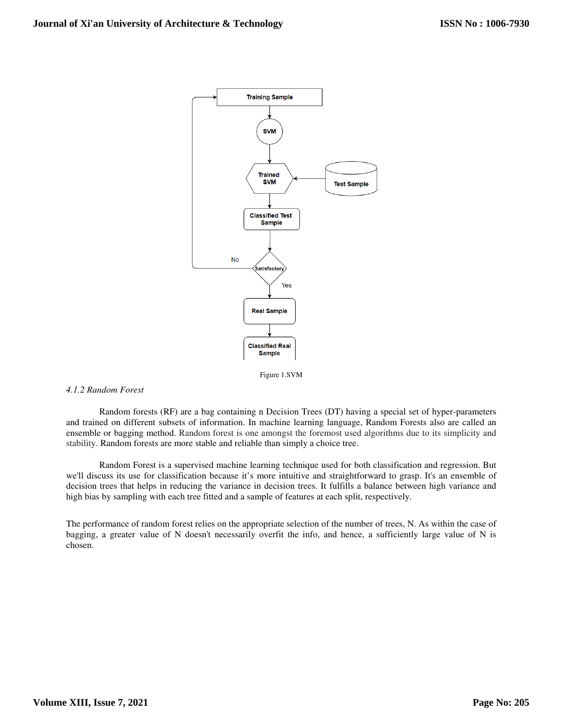Figure 1.SVM

*4.1.2 Random Forest*

Random forests (RF) are a bag containing n Decision Trees (DT) having a special set of hyper-parameters and trained on different subsets of information. In machine learning language, Random Forests also are called an ensemble or bagging method. Random forest is one amongst the foremost used algorithms due to its simplicity and stability. Random forests are more stable and reliable than simply a choice tree.

Random Forest is a supervised machine learning technique used for both classification and regression. But we'll discuss its use for classification because it's more intuitive and straightforward to grasp. It's an ensemble of decision trees that helps in reducing the variance in decision trees. It fulfills a balance between high variance and high bias by sampling with each tree fitted and a sample of features at each split, respectively.

The performance of random forest relies on the appropriate selection of the number of trees, N. As within the case of bagging, a greater value of N doesn't necessarily overfit the info, and hence, a sufficiently large value of N is chosen.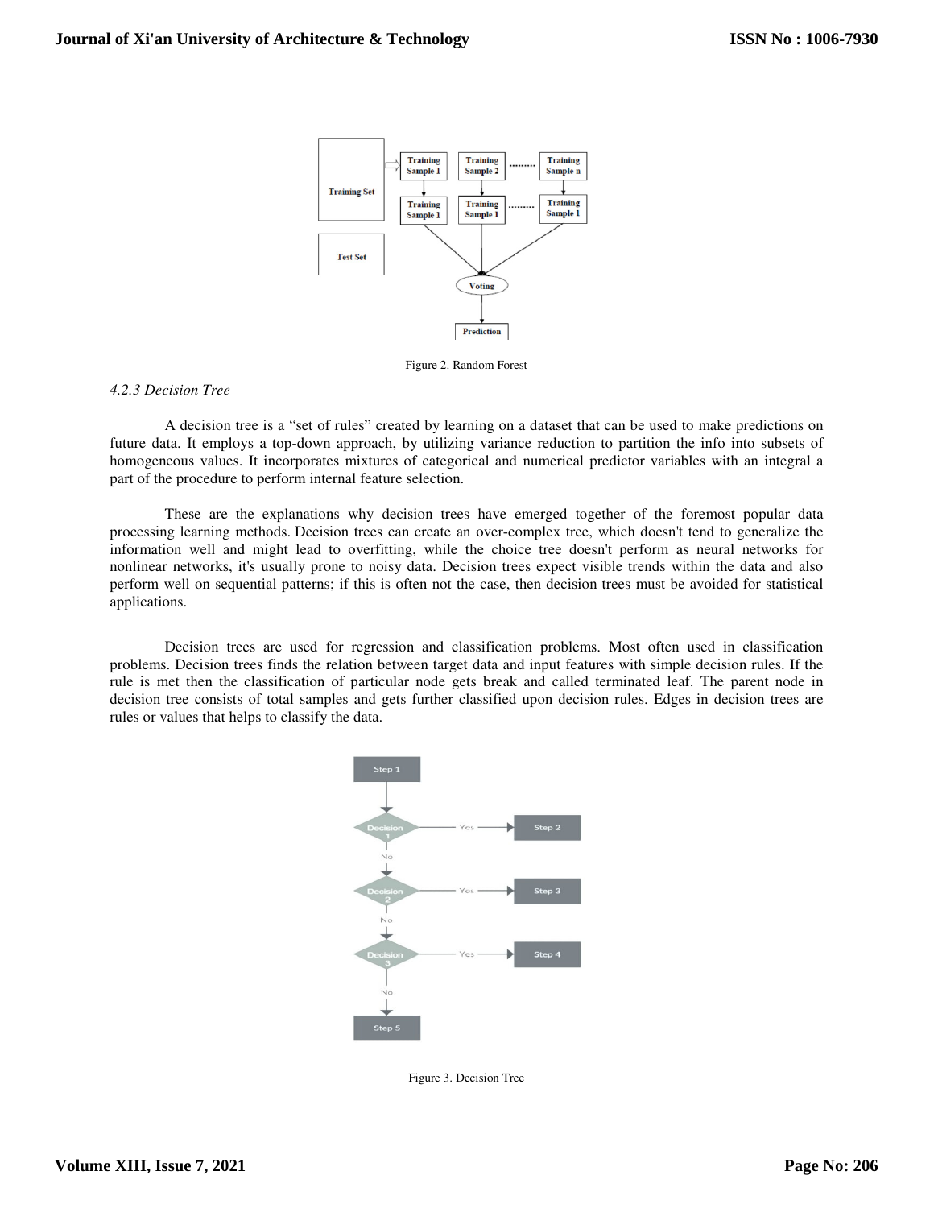Figure 2. Random Forest

*4.2.3 Decision Tree*

A decision tree is a "set of rules" created by learning on a dataset that can be used to make predictions on future data. It employs a top-down approach, by utilizing variance reduction to partition the info into subsets of homogeneous values. It incorporates mixtures of categorical and numerical predictor variables with an integral a part of the procedure to perform internal feature selection.

These are the explanations why decision trees have emerged together of the foremost popular data processing learning methods. Decision trees can create an over-complex tree, which doesn't tend to generalize the information well and might lead to overfitting, while the choice tree doesn't perform as neural networks for nonlinear networks, it's usually prone to noisy data. Decision trees expect visible trends within the data and also perform well on sequential patterns; if this is often not the case, then decision trees must be avoided for statistical applications.

Decision trees are used for regression and classification problems. Most often used in classification problems. Decision trees finds the relation between target data and input features with simple decision rules. If the rule is met then the classification of particular node gets break and called terminated leaf. The parent node in decision tree consists of total samples and gets further classified upon decision rules. Edges in decision trees are rules or values that helps to classify the data.

Figure 3. Decision Tree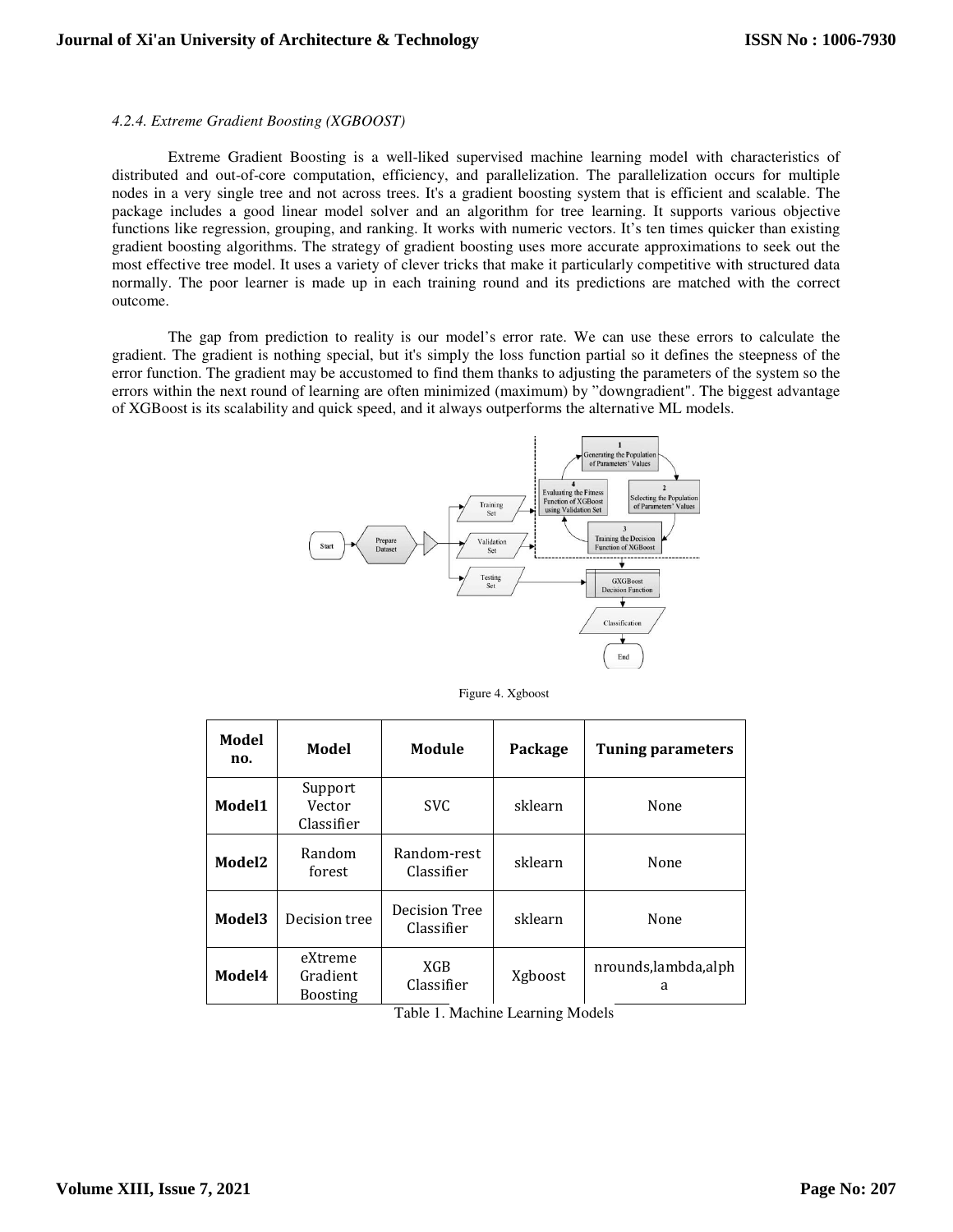#### *4.2.4. Extreme Gradient Boosting (XGBOOST)*

Extreme Gradient Boosting is a well-liked supervised machine learning model with characteristics of distributed and out-of-core computation, efficiency, and parallelization. The parallelization occurs for multiple nodes in a very single tree and not across trees. It's a gradient boosting system that is efficient and scalable. The package includes a good linear model solver and an algorithm for tree learning. It supports various objective functions like regression, grouping, and ranking. It works with numeric vectors. It's ten times quicker than existing gradient boosting algorithms. The strategy of gradient boosting uses more accurate approximations to seek out the most effective tree model. It uses a variety of clever tricks that make it particularly competitive with structured data normally. The poor learner is made up in each training round and its predictions are matched with the correct outcome.

The gap from prediction to reality is our model's error rate. We can use these errors to calculate the gradient. The gradient is nothing special, but it's simply the loss function partial so it defines the steepness of the error function. The gradient may be accustomed to find them thanks to adjusting the parameters of the system so the errors within the next round of learning are often minimized (maximum) by "downgradient". The biggest advantage of XGBoost is its scalability and quick speed, and it always outperforms the alternative ML models.

Figure 4. Xgboost

| Model no. | Model | Module | Package | Tuning parameters |
|---|---|---|---|---|
| Model1 | Support Vector Classifier | SVC | sklearn | None |
| Model2 | Random forest | Random-rest Classifier | sklearn | None |
| Model3 | Decision tree | Decision Tree Classifier | sklearn | None |
| Model4 | eXtreme Gradient Boosting | XGB Classifier | Xgboost | nrounds,lambda,alpha |

Table 1. Machine Learning Models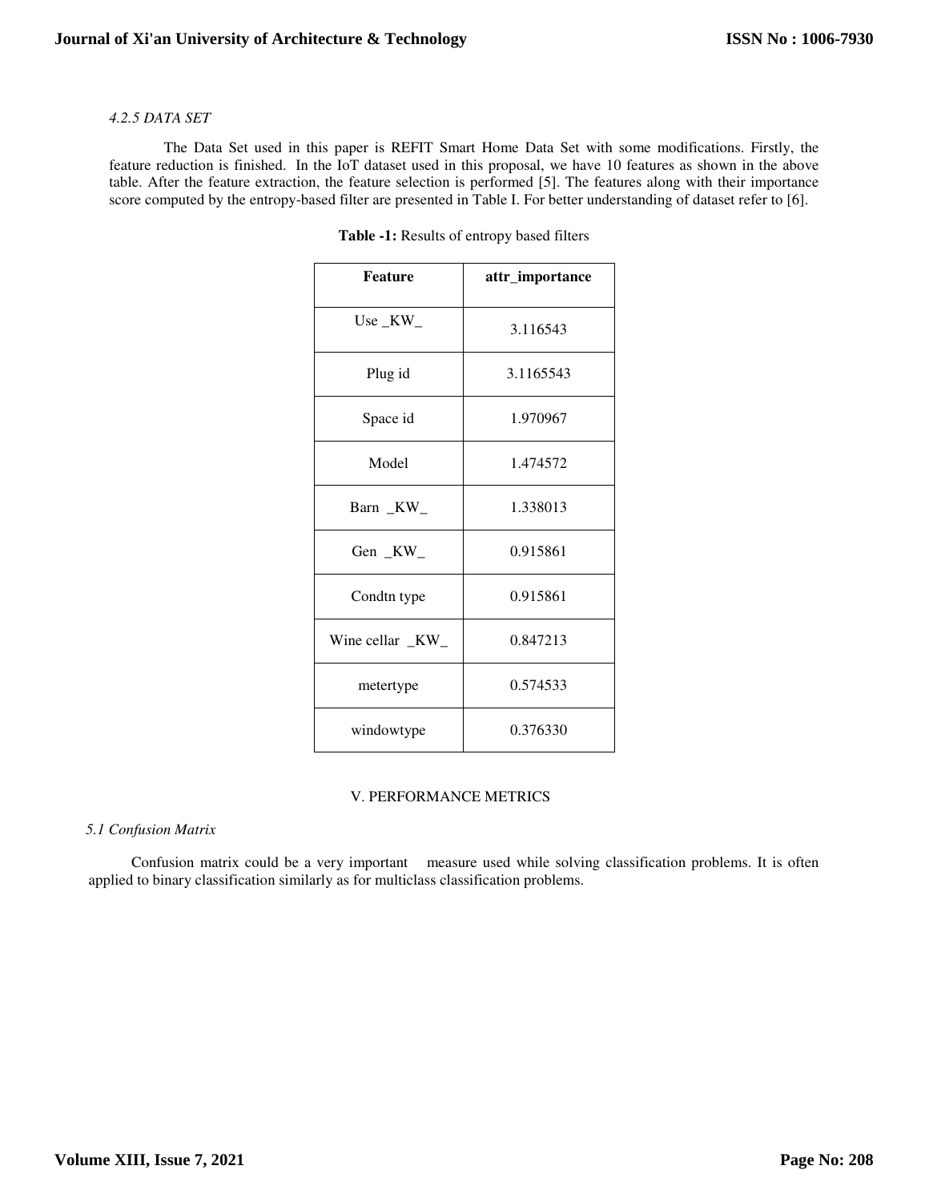#### 4.2.5 DATA SET

The Data Set used in this paper is REFIT Smart Home Data Set with some modifications. Firstly, the feature reduction is finished. In the IoT dataset used in this proposal, we have 10 features as shown in the above table. After the feature extraction, the feature selection is performed [5]. The features along with their importance score computed by the entropy-based filter are presented in Table I. For better understanding of dataset refer to [6].

**Table -1:** Results of entropy based filters

| Feature | attr_importance |
|---|---|
| Use _KW_ | 3.116543 |
| Plug id | 3.1165543 |
| Space id | 1.970967 |
| Model | 1.474572 |
| Barn _KW_ | 1.338013 |
| Gen _KW_ | 0.915861 |
| Condtn type | 0.915861 |
| Wine cellar _KW_ | 0.847213 |
| metertype | 0.574533 |
| windowtype | 0.376330 |

## V. PERFORMANCE METRICS

### 5.1 Confusion Matrix

Confusion matrix could be a very important measure used while solving classification problems. It is often applied to binary classification similarly as for multiclass classification problems.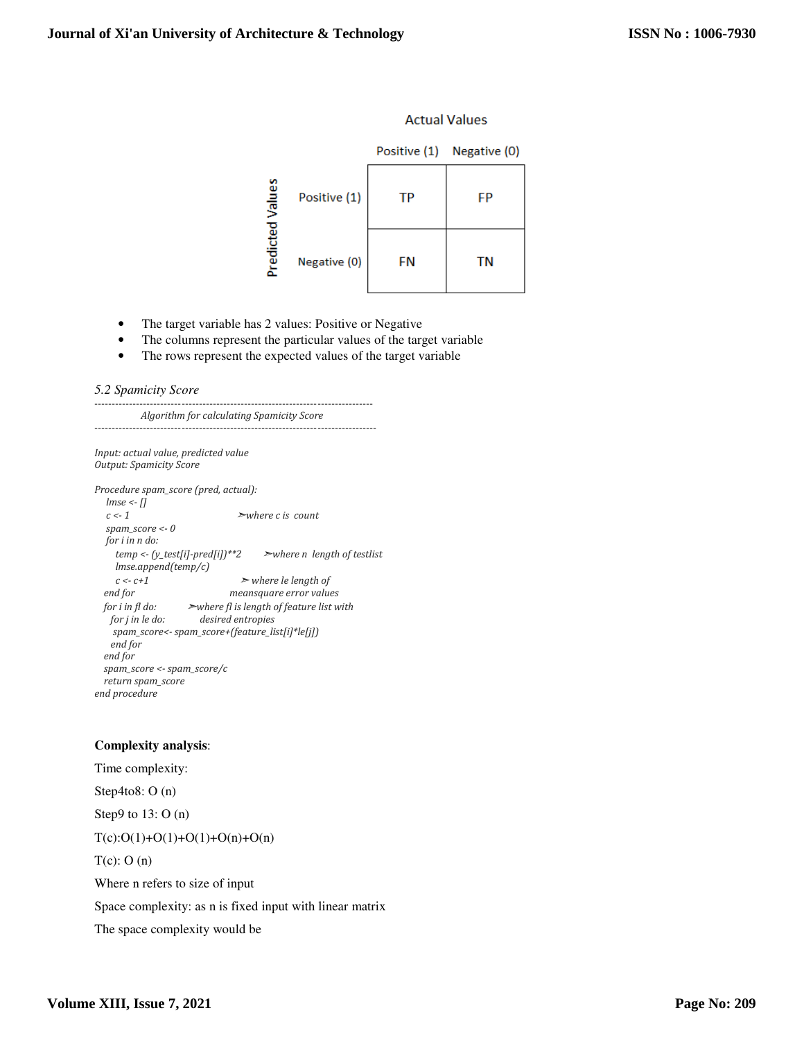|  |  | Actual Values |  |
|---|---|---|---|
|  |  | Positive (1) | Negative (0) |
| Predicted Values | Positive (1) | TP | FP |
|  | Negative (0) | FN | TN |

- The target variable has 2 values: Positive or Negative
- The columns represent the particular values of the target variable
- The rows represent the expected values of the target variable

### 5.2 Spamicity Score

```
--------------------------------------------------------------------------------
            Algorithm for calculating Spamicity Score
--------------------------------------------------------------------------------

Input: actual value, predicted value
Output: Spamicity Score

Procedure spam_score (pred, actual):
   lmse <- []
   c <- 1                          ➢where c is count
   spam_score <- 0
   for i in n do:
      temp <- (y_test[i]-pred[i])**2        ➢where n length of testlist
      lmse.append(temp/c)
      c <- c+1                      ➢ where le length of
   end for                          meansquare error values
   for i in fl do:          ➢where fl is length of feature list with
     for j in le do:          desired entropies
      spam_score<- spam_score+(feature_list[i]*le[j])
     end for
   end for
   spam_score <- spam_score/c
   return spam_score
end procedure
```

**Complexity analysis**:

Time complexity:

Step4to8: O (n)

Step9 to 13: O (n)

T(c):O(1)+O(1)+O(1)+O(n)+O(n)

T(c): O (n)

Where n refers to size of input

Space complexity: as n is fixed input with linear matrix

The space complexity would be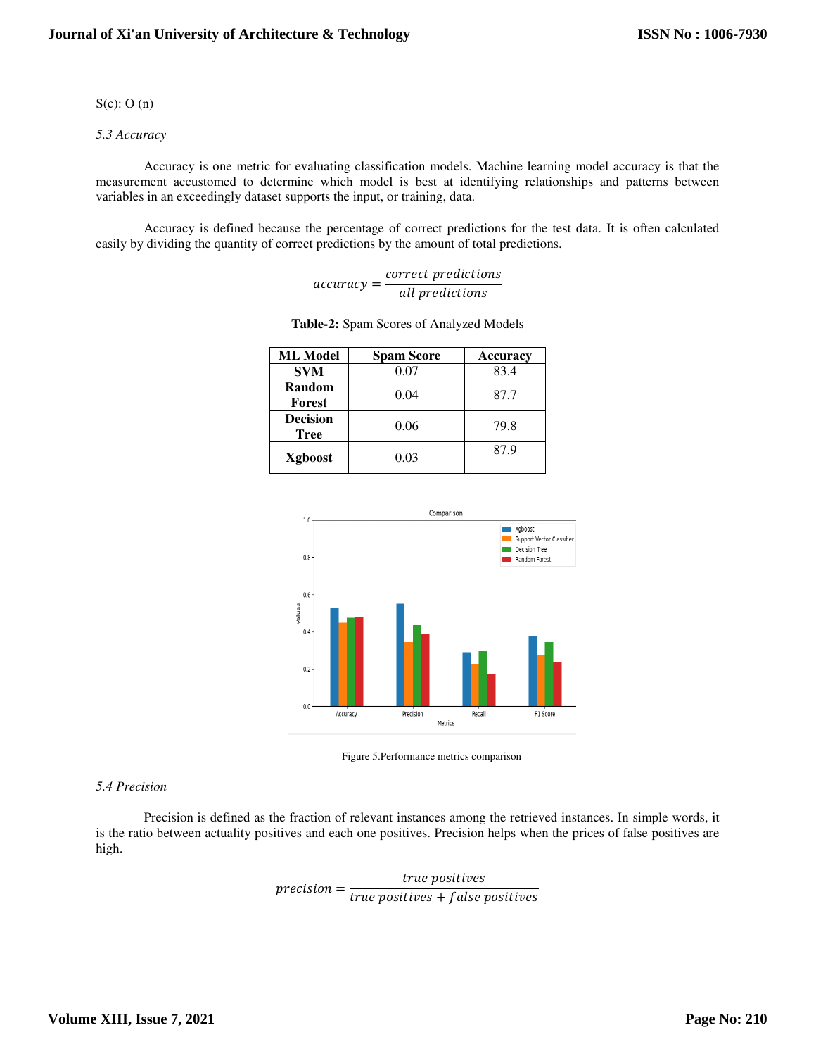S(c): O (n)

*5.3 Accuracy*

Accuracy is one metric for evaluating classification models. Machine learning model accuracy is that the measurement accustomed to determine which model is best at identifying relationships and patterns between variables in an exceedingly dataset supports the input, or training, data.

Accuracy is defined because the percentage of correct predictions for the test data. It is often calculated easily by dividing the quantity of correct predictions by the amount of total predictions.

$$accuracy = \frac{correct\ predictions}{all\ predictions}$$

**Table-2:** Spam Scores of Analyzed Models

| ML Model | Spam Score | Accuracy |
|---|---|---|
| **SVM** | 0.07 | 83.4 |
| **Random Forest** | 0.04 | 87.7 |
| **Decision Tree** | 0.06 | 79.8 |
| **Xgboost** | 0.03 | 87.9 |

Figure 5.Performance metrics comparison

*5.4 Precision*

Precision is defined as the fraction of relevant instances among the retrieved instances. In simple words, it is the ratio between actuality positives and each one positives. Precision helps when the prices of false positives are high.

$$precision = \frac{true\ positives}{true\ positives + false\ positives}$$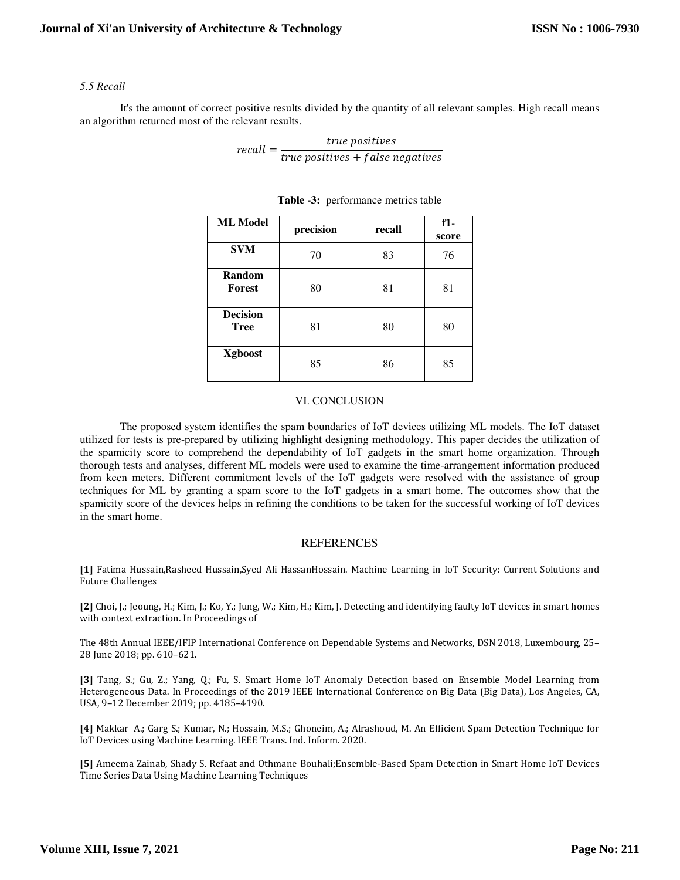*5.5 Recall*

It's the amount of correct positive results divided by the quantity of all relevant samples. High recall means an algorithm returned most of the relevant results.

$$recall = \frac{true\ positives}{true\ positives + false\ negatives}$$

**Table -3:** performance metrics table

| ML Model | precision | recall | f1-score |
|---|---|---|---|
| SVM | 70 | 83 | 76 |
| Random Forest | 80 | 81 | 81 |
| Decision Tree | 81 | 80 | 80 |
| Xgboost | 85 | 86 | 85 |

## VI. CONCLUSION

The proposed system identifies the spam boundaries of IoT devices utilizing ML models. The IoT dataset utilized for tests is pre-prepared by utilizing highlight designing methodology. This paper decides the utilization of the spamicity score to comprehend the dependability of IoT gadgets in the smart home organization. Through thorough tests and analyses, different ML models were used to examine the time-arrangement information produced from keen meters. Different commitment levels of the IoT gadgets were resolved with the assistance of group techniques for ML by granting a spam score to the IoT gadgets in a smart home. The outcomes show that the spamicity score of the devices helps in refining the conditions to be taken for the successful working of IoT devices in the smart home.

## REFERENCES

**[1]** Fatima Hussain,Rasheed Hussain,Syed Ali HassanHossain. Machine Learning in IoT Security: Current Solutions and Future Challenges

**[2]** Choi, J.; Jeoung, H.; Kim, J.; Ko, Y.; Jung, W.; Kim, H.; Kim, J. Detecting and identifying faulty IoT devices in smart homes with context extraction. In Proceedings of

The 48th Annual IEEE/IFIP International Conference on Dependable Systems and Networks, DSN 2018, Luxembourg, 25–28 June 2018; pp. 610–621.

**[3]** Tang, S.; Gu, Z.; Yang, Q.; Fu, S. Smart Home IoT Anomaly Detection based on Ensemble Model Learning from Heterogeneous Data. In Proceedings of the 2019 IEEE International Conference on Big Data (Big Data), Los Angeles, CA, USA, 9–12 December 2019; pp. 4185–4190.

**[4]** Makkar A.; Garg S.; Kumar, N.; Hossain, M.S.; Ghoneim, A.; Alrashoud, M. An Efficient Spam Detection Technique for IoT Devices using Machine Learning. IEEE Trans. Ind. Inform. 2020.

**[5]** Ameema Zainab, Shady S. Refaat and Othmane Bouhali;Ensemble-Based Spam Detection in Smart Home IoT Devices Time Series Data Using Machine Learning Techniques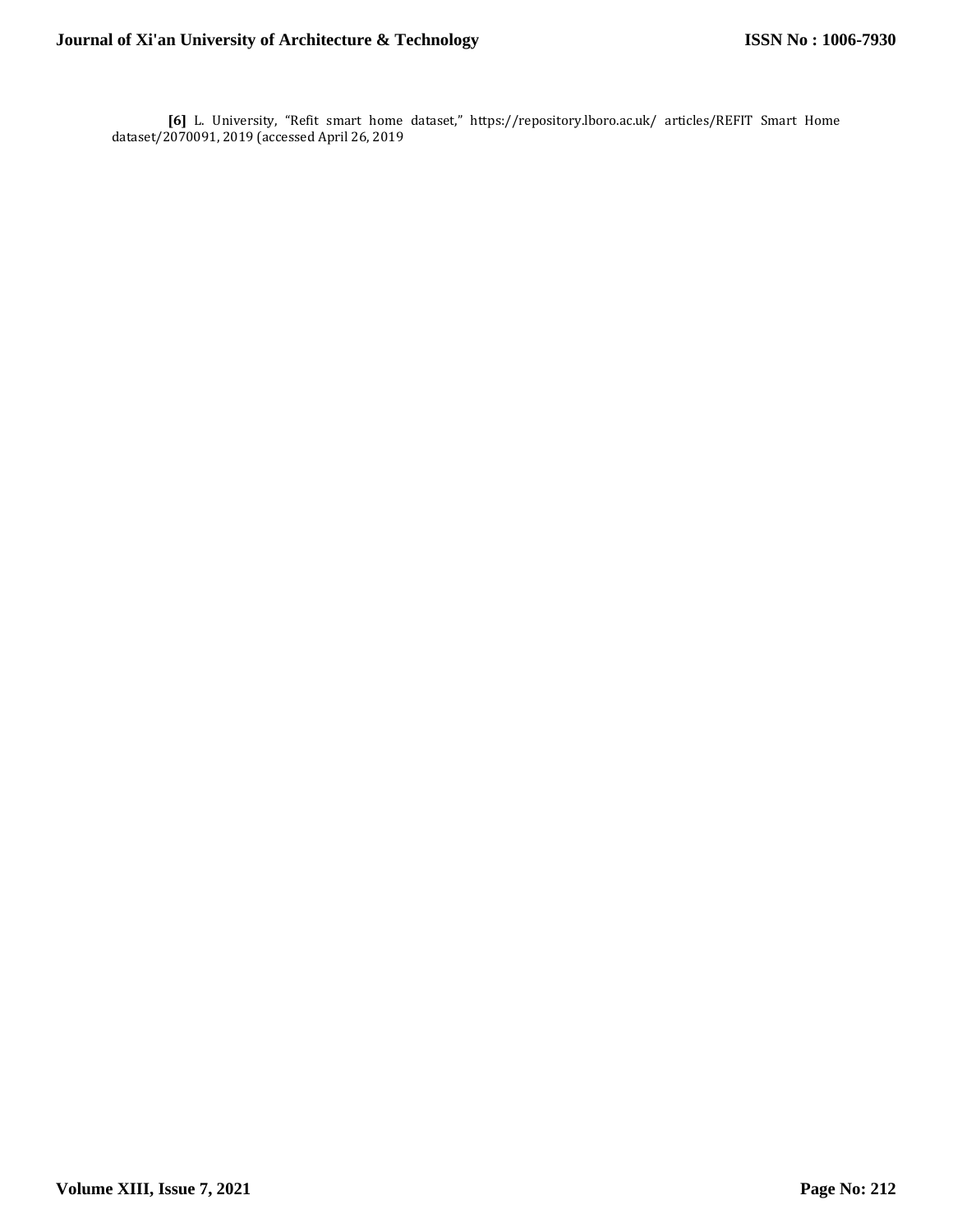**[6]** L. University, "Refit smart home dataset," https://repository.lboro.ac.uk/ articles/REFIT Smart Home dataset/2070091, 2019 (accessed April 26, 2019